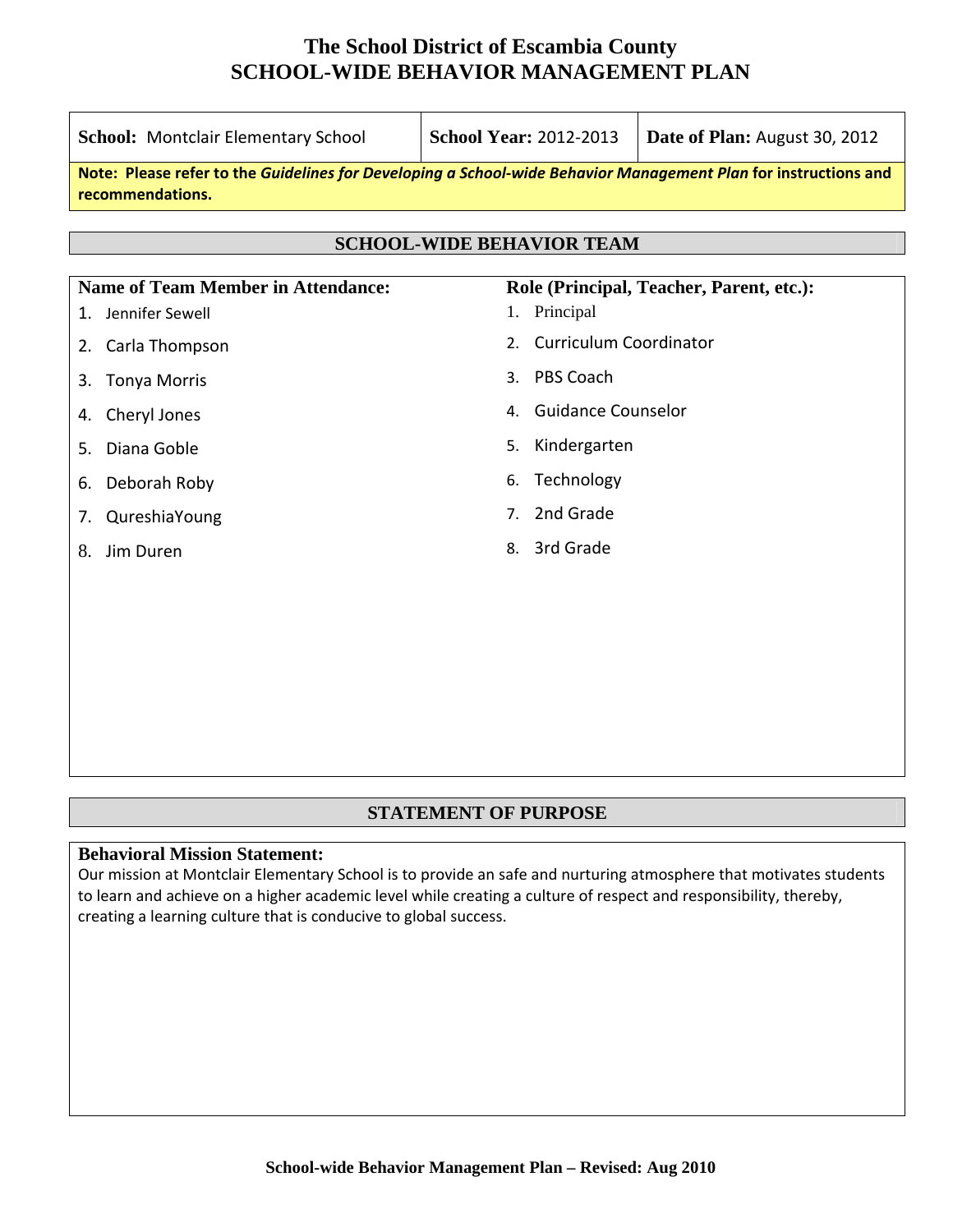# The School District of Escambia County
# SCHOOL-WIDE BEHAVIOR MANAGEMENT PLAN

| **School:** Montclair Elementary School | **School Year:** 2012-2013 | **Date of Plan:** August 30, 2012 |
|---|---|---|

**Note: Please refer to the *Guidelines for Developing a School-wide Behavior Management Plan* for instructions and recommendations.**

## SCHOOL-WIDE BEHAVIOR TEAM

| Name of Team Member in Attendance: | Role (Principal, Teacher, Parent, etc.): |
|---|---|
| 1. Jennifer Sewell | 1. Principal |
| 2. Carla Thompson | 2. Curriculum Coordinator |
| 3. Tonya Morris | 3. PBS Coach |
| 4. Cheryl Jones | 4. Guidance Counselor |
| 5. Diana Goble | 5. Kindergarten |
| 6. Deborah Roby | 6. Technology |
| 7. QureshiaYoung | 7. 2nd Grade |
| 8. Jim Duren | 8. 3rd Grade |

## STATEMENT OF PURPOSE

**Behavioral Mission Statement:**

Our mission at Montclair Elementary School is to provide an safe and nurturing atmosphere that motivates students to learn and achieve on a higher academic level while creating a culture of respect and responsibility, thereby, creating a learning culture that is conducive to global success.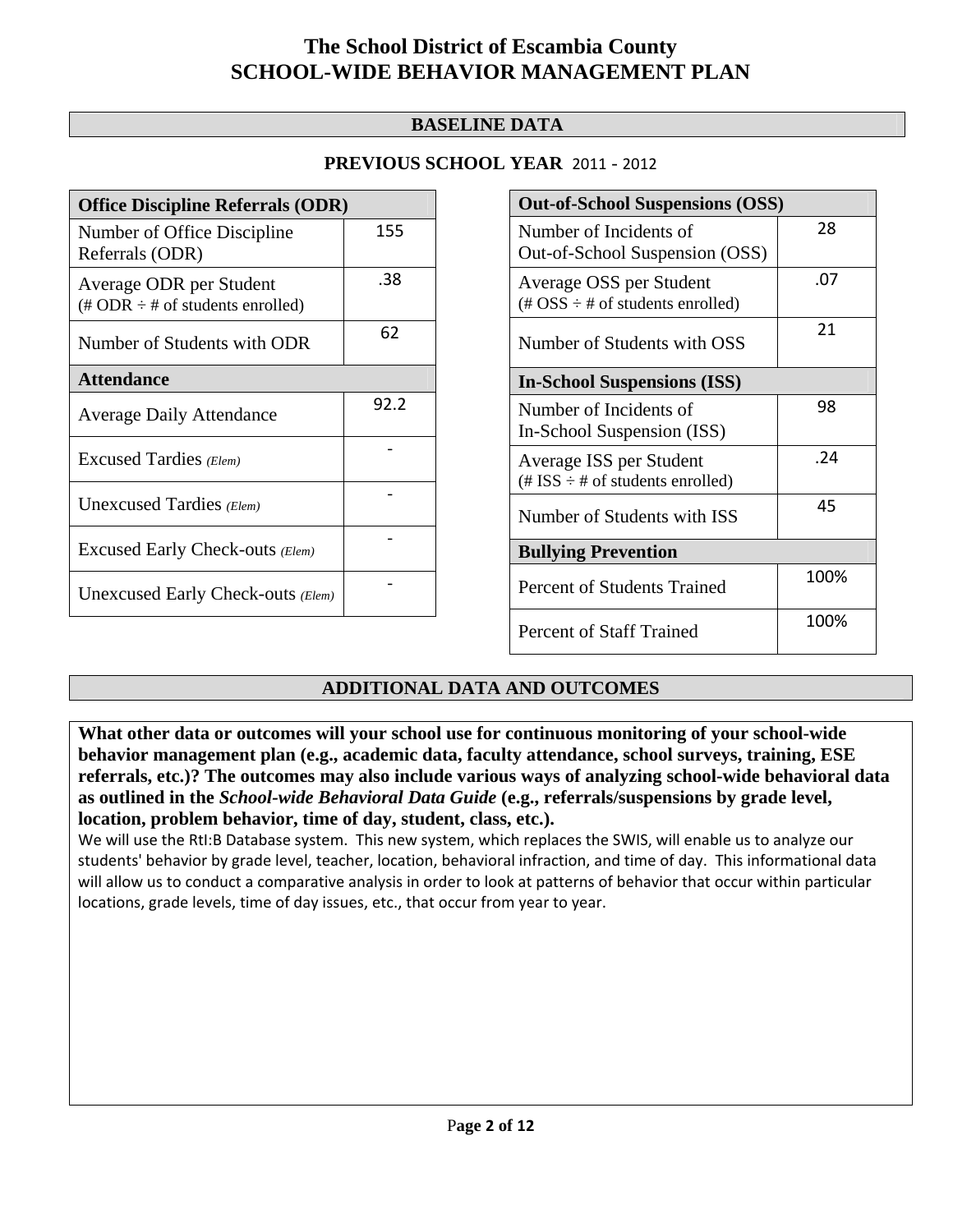# The School District of Escambia County
# SCHOOL-WIDE BEHAVIOR MANAGEMENT PLAN

## BASELINE DATA

### PREVIOUS SCHOOL YEAR 2011 - 2012

| Office Discipline Referrals (ODR) | |
|---|---|
| Number of Office Discipline Referrals (ODR) | 155 |
| Average ODR per Student (# ODR ÷ # of students enrolled) | .38 |
| Number of Students with ODR | 62 |
| **Attendance** | |
| Average Daily Attendance | 92.2 |
| Excused Tardies *(Elem)* | - |
| Unexcused Tardies *(Elem)* | - |
| Excused Early Check-outs *(Elem)* | - |
| Unexcused Early Check-outs *(Elem)* | - |

| Out-of-School Suspensions (OSS) | |
|---|---|
| Number of Incidents of Out-of-School Suspension (OSS) | 28 |
| Average OSS per Student (# OSS ÷ # of students enrolled) | .07 |
| Number of Students with OSS | 21 |
| **In-School Suspensions (ISS)** | |
| Number of Incidents of In-School Suspension (ISS) | 98 |
| Average ISS per Student (# ISS ÷ # of students enrolled) | .24 |
| Number of Students with ISS | 45 |
| **Bullying Prevention** | |
| Percent of Students Trained | 100% |
| Percent of Staff Trained | 100% |

## ADDITIONAL DATA AND OUTCOMES

**What other data or outcomes will your school use for continuous monitoring of your school-wide behavior management plan (e.g., academic data, faculty attendance, school surveys, training, ESE referrals, etc.)? The outcomes may also include various ways of analyzing school-wide behavioral data as outlined in the *School-wide Behavioral Data Guide* (e.g., referrals/suspensions by grade level, location, problem behavior, time of day, student, class, etc.).**

We will use the RtI:B Database system. This new system, which replaces the SWIS, will enable us to analyze our students' behavior by grade level, teacher, location, behavioral infraction, and time of day. This informational data will allow us to conduct a comparative analysis in order to look at patterns of behavior that occur within particular locations, grade levels, time of day issues, etc., that occur from year to year.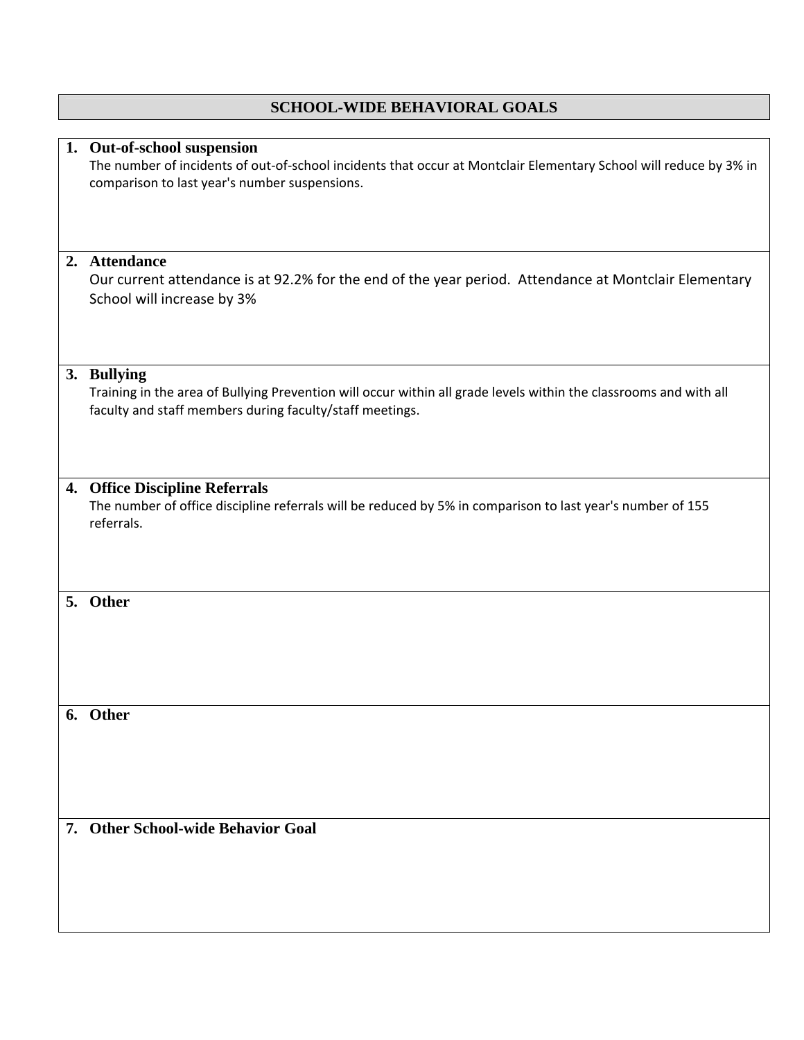## SCHOOL-WIDE BEHAVIORAL GOALS

1. **Out-of-school suspension**
   The number of incidents of out-of-school incidents that occur at Montclair Elementary School will reduce by 3% in comparison to last year's number suspensions.

2. **Attendance**
   Our current attendance is at 92.2% for the end of the year period. Attendance at Montclair Elementary School will increase by 3%

3. **Bullying**
   Training in the area of Bullying Prevention will occur within all grade levels within the classrooms and with all faculty and staff members during faculty/staff meetings.

4. **Office Discipline Referrals**
   The number of office discipline referrals will be reduced by 5% in comparison to last year's number of 155 referrals.

5. **Other**

6. **Other**

7. **Other School-wide Behavior Goal**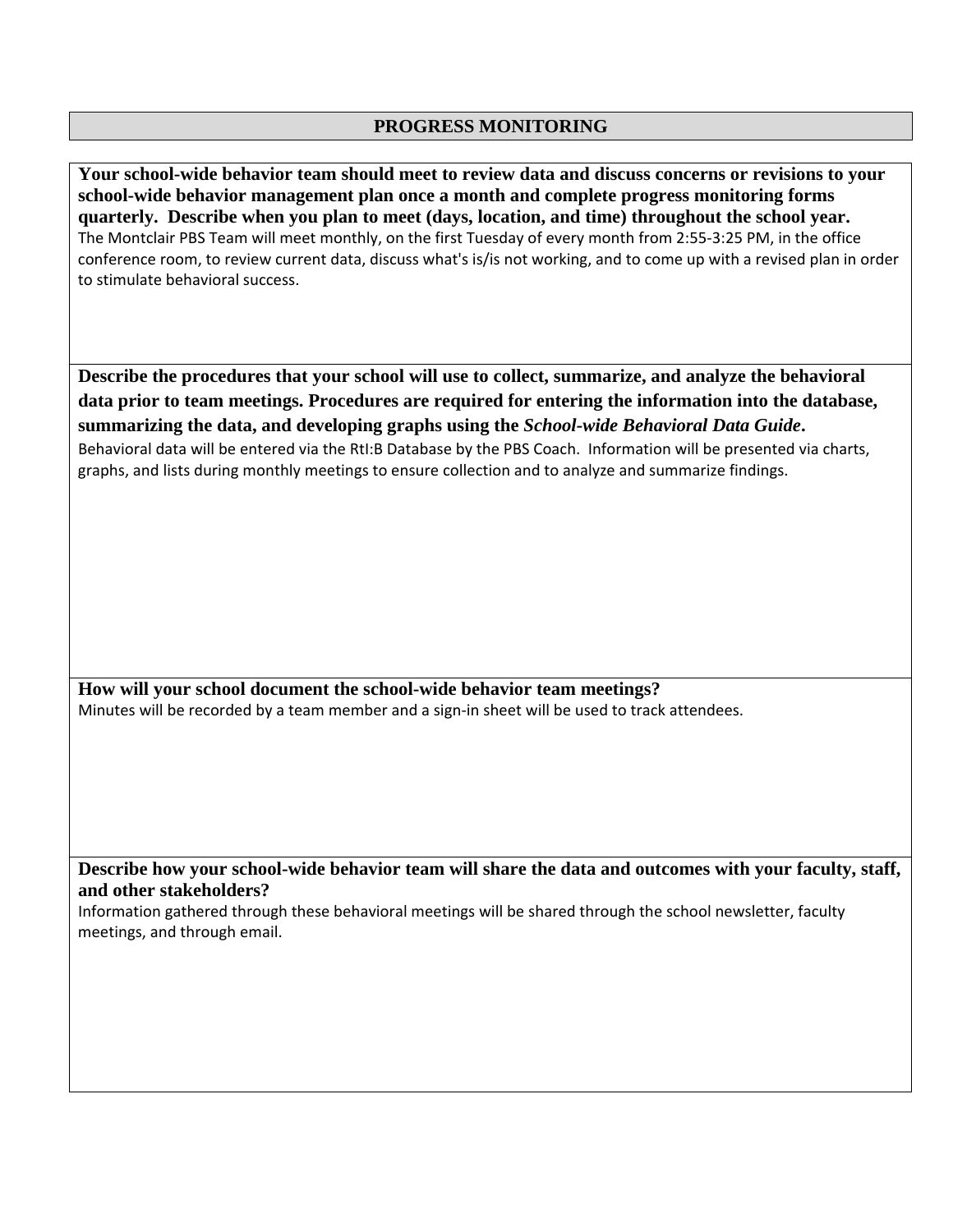## PROGRESS MONITORING

**Your school-wide behavior team should meet to review data and discuss concerns or revisions to your school-wide behavior management plan once a month and complete progress monitoring forms quarterly. Describe when you plan to meet (days, location, and time) throughout the school year.**

The Montclair PBS Team will meet monthly, on the first Tuesday of every month from 2:55-3:25 PM, in the office conference room, to review current data, discuss what's is/is not working, and to come up with a revised plan in order to stimulate behavioral success.

**Describe the procedures that your school will use to collect, summarize, and analyze the behavioral data prior to team meetings. Procedures are required for entering the information into the database, summarizing the data, and developing graphs using the *School-wide Behavioral Data Guide*.**

Behavioral data will be entered via the RtI:B Database by the PBS Coach. Information will be presented via charts, graphs, and lists during monthly meetings to ensure collection and to analyze and summarize findings.

**How will your school document the school-wide behavior team meetings?**

Minutes will be recorded by a team member and a sign-in sheet will be used to track attendees.

**Describe how your school-wide behavior team will share the data and outcomes with your faculty, staff, and other stakeholders?**

Information gathered through these behavioral meetings will be shared through the school newsletter, faculty meetings, and through email.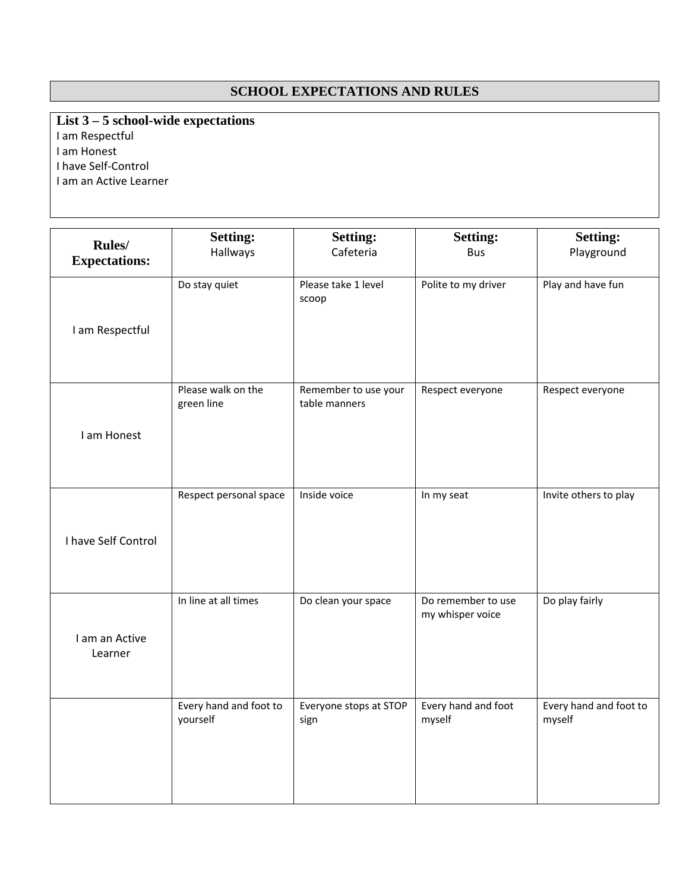## SCHOOL EXPECTATIONS AND RULES

**List 3 – 5 school-wide expectations**

I am Respectful
I am Honest
I have Self-Control
I am an Active Learner

| **Rules/ Expectations:** | **Setting:** Hallways | **Setting:** Cafeteria | **Setting:** Bus | **Setting:** Playground |
|---|---|---|---|---|
| I am Respectful | Do stay quiet | Please take 1 level scoop | Polite to my driver | Play and have fun |
| I am Honest | Please walk on the green line | Remember to use your table manners | Respect everyone | Respect everyone |
| I have Self Control | Respect personal space | Inside voice | In my seat | Invite others to play |
| I am an Active Learner | In line at all times | Do clean your space | Do remember to use my whisper voice | Do play fairly |
| | Every hand and foot to yourself | Everyone stops at STOP sign | Every hand and foot myself | Every hand and foot to myself |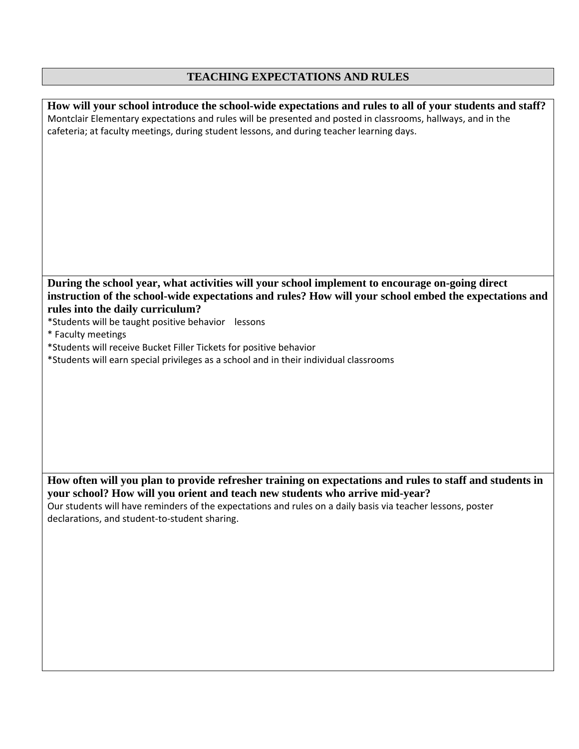## TEACHING EXPECTATIONS AND RULES

**How will your school introduce the school-wide expectations and rules to all of your students and staff?**

Montclair Elementary expectations and rules will be presented and posted in classrooms, hallways, and in the cafeteria; at faculty meetings, during student lessons, and during teacher learning days.

**During the school year, what activities will your school implement to encourage on-going direct instruction of the school-wide expectations and rules? How will your school embed the expectations and rules into the daily curriculum?**

*Students will be taught positive behavior lessons
* Faculty meetings
*Students will receive Bucket Filler Tickets for positive behavior
*Students will earn special privileges as a school and in their individual classrooms

**How often will you plan to provide refresher training on expectations and rules to staff and students in your school? How will you orient and teach new students who arrive mid-year?**

Our students will have reminders of the expectations and rules on a daily basis via teacher lessons, poster declarations, and student-to-student sharing.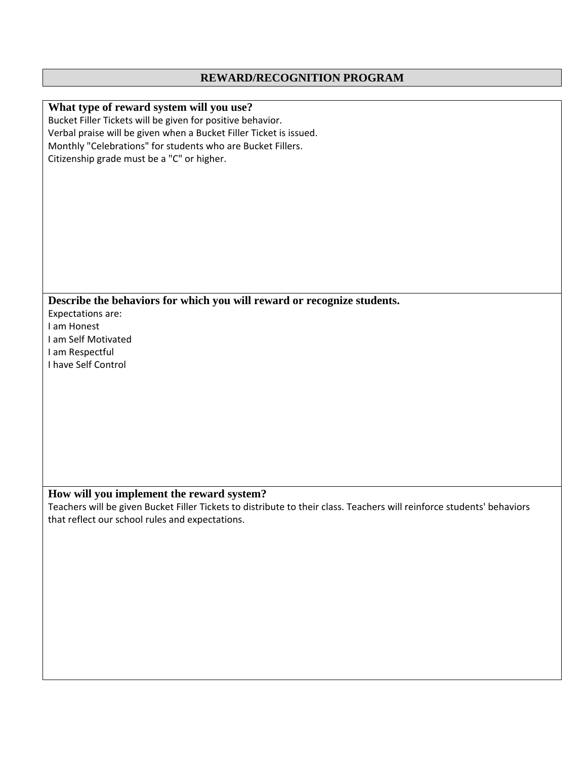## REWARD/RECOGNITION PROGRAM

**What type of reward system will you use?**

Bucket Filler Tickets will be given for positive behavior.
Verbal praise will be given when a Bucket Filler Ticket is issued.
Monthly "Celebrations" for students who are Bucket Fillers.
Citizenship grade must be a "C" or higher.

**Describe the behaviors for which you will reward or recognize students.**

Expectations are:
I am Honest
I am Self Motivated
I am Respectful
I have Self Control

**How will you implement the reward system?**

Teachers will be given Bucket Filler Tickets to distribute to their class. Teachers will reinforce students' behaviors that reflect our school rules and expectations.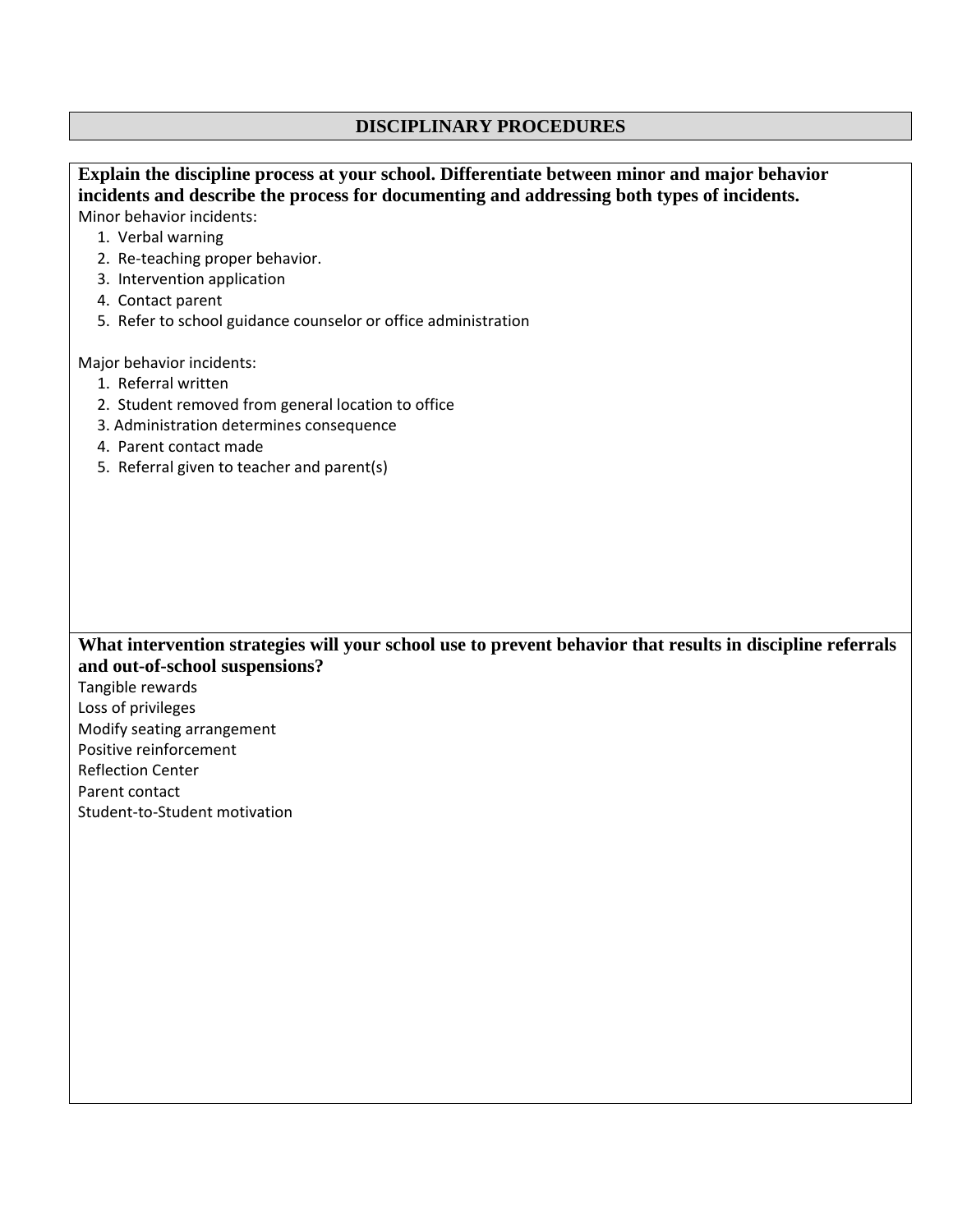## DISCIPLINARY PROCEDURES

**Explain the discipline process at your school. Differentiate between minor and major behavior incidents and describe the process for documenting and addressing both types of incidents.**

Minor behavior incidents:

1. Verbal warning
2. Re-teaching proper behavior.
3. Intervention application
4. Contact parent
5. Refer to school guidance counselor or office administration

Major behavior incidents:

1. Referral written
2. Student removed from general location to office
3. Administration determines consequence
4. Parent contact made
5. Referral given to teacher and parent(s)

**What intervention strategies will your school use to prevent behavior that results in discipline referrals and out-of-school suspensions?**

Tangible rewards
Loss of privileges
Modify seating arrangement
Positive reinforcement
Reflection Center
Parent contact
Student-to-Student motivation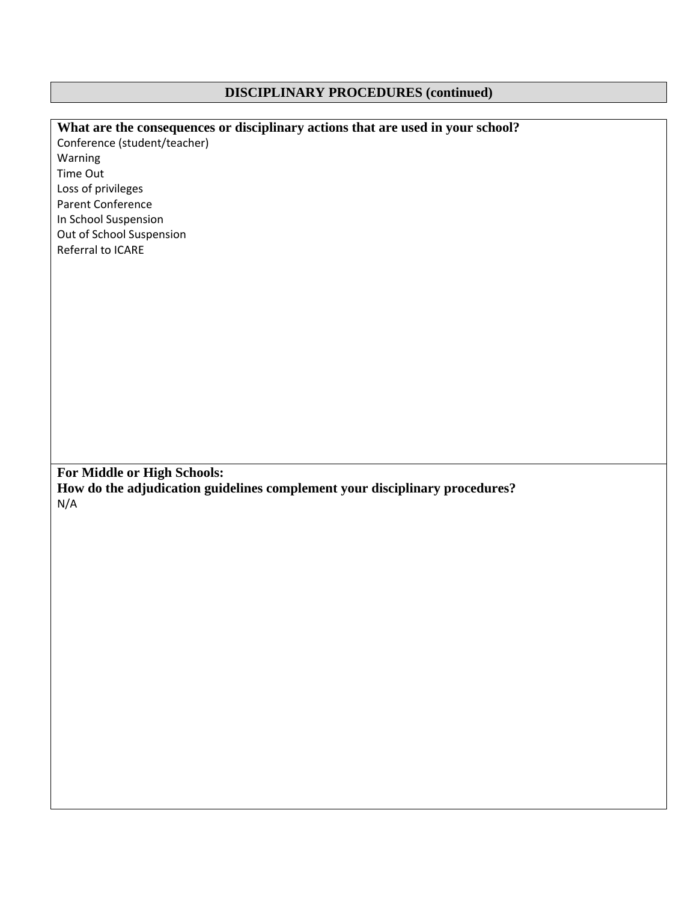## DISCIPLINARY PROCEDURES (continued)

**What are the consequences or disciplinary actions that are used in your school?**

Conference (student/teacher)
Warning
Time Out
Loss of privileges
Parent Conference
In School Suspension
Out of School Suspension
Referral to ICARE

**For Middle or High Schools:**
**How do the adjudication guidelines complement your disciplinary procedures?**

N/A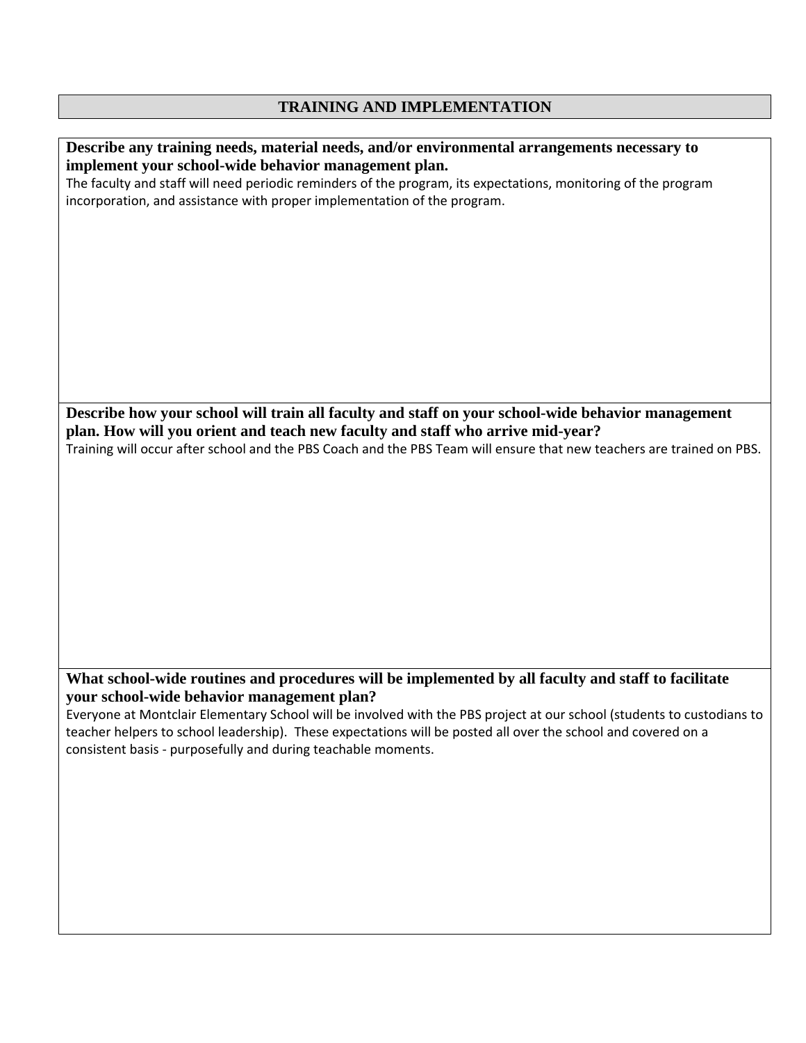## TRAINING AND IMPLEMENTATION

**Describe any training needs, material needs, and/or environmental arrangements necessary to implement your school-wide behavior management plan.**

The faculty and staff will need periodic reminders of the program, its expectations, monitoring of the program incorporation, and assistance with proper implementation of the program.

**Describe how your school will train all faculty and staff on your school-wide behavior management plan. How will you orient and teach new faculty and staff who arrive mid-year?**

Training will occur after school and the PBS Coach and the PBS Team will ensure that new teachers are trained on PBS.

**What school-wide routines and procedures will be implemented by all faculty and staff to facilitate your school-wide behavior management plan?**

Everyone at Montclair Elementary School will be involved with the PBS project at our school (students to custodians to teacher helpers to school leadership). These expectations will be posted all over the school and covered on a consistent basis - purposefully and during teachable moments.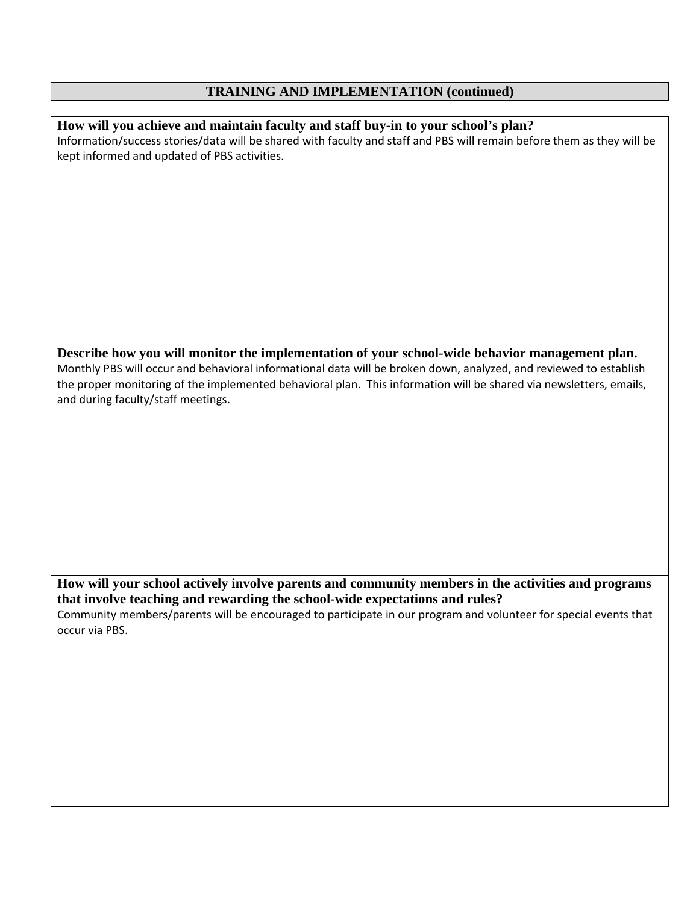## TRAINING AND IMPLEMENTATION (continued)

**How will you achieve and maintain faculty and staff buy-in to your school's plan?**

Information/success stories/data will be shared with faculty and staff and PBS will remain before them as they will be kept informed and updated of PBS activities.

**Describe how you will monitor the implementation of your school-wide behavior management plan.**

Monthly PBS will occur and behavioral informational data will be broken down, analyzed, and reviewed to establish the proper monitoring of the implemented behavioral plan. This information will be shared via newsletters, emails, and during faculty/staff meetings.

**How will your school actively involve parents and community members in the activities and programs that involve teaching and rewarding the school-wide expectations and rules?**

Community members/parents will be encouraged to participate in our program and volunteer for special events that occur via PBS.